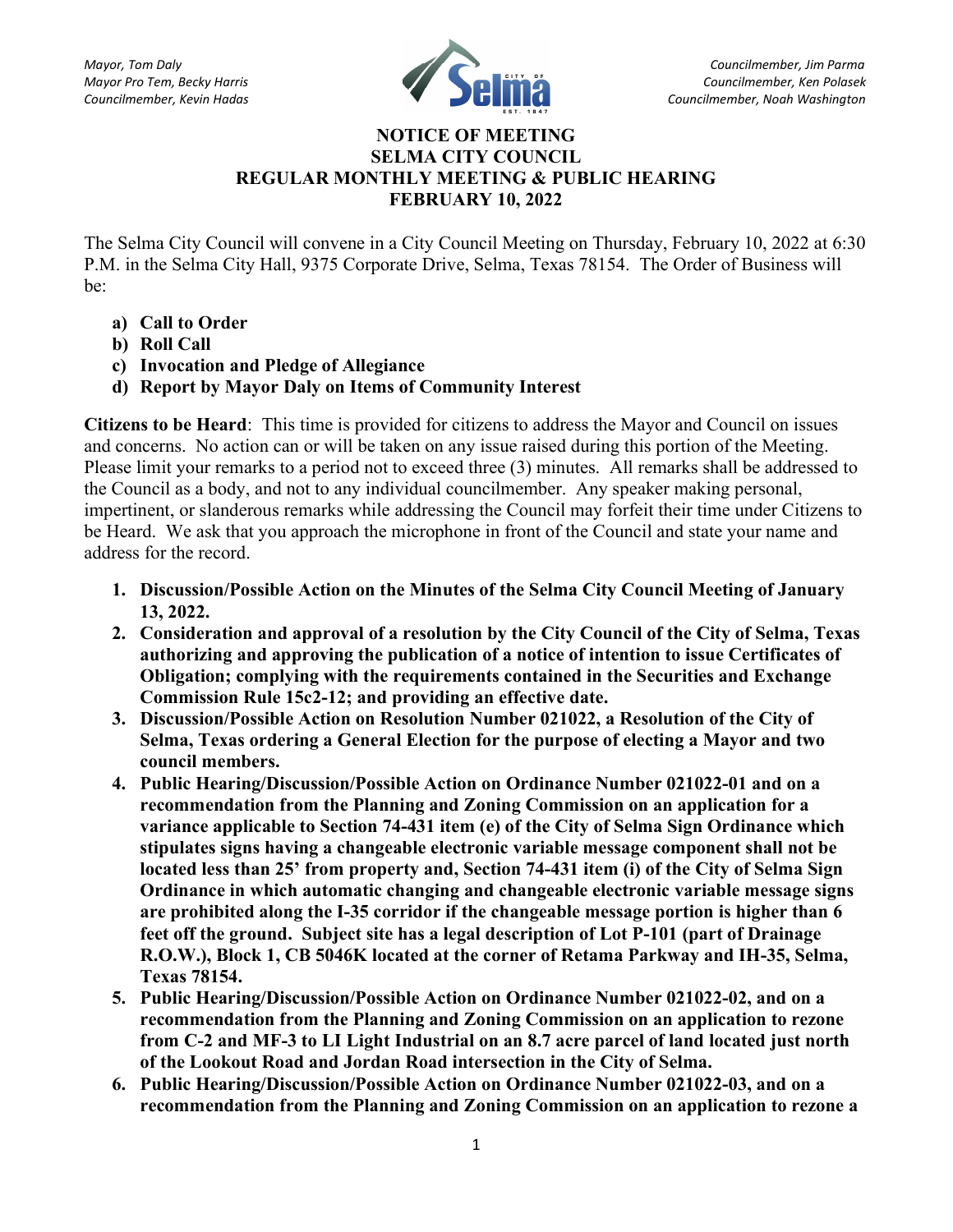*Mayor, Tom Daly*
*Mayor Pro Tem, Becky Harris*
*Councilmember, Kevin Hadas*

*Councilmember, Jim Parma*
*Councilmember, Ken Polasek*
*Councilmember, Noah Washington*

# NOTICE OF MEETING
# SELMA CITY COUNCIL
# REGULAR MONTHLY MEETING & PUBLIC HEARING
# FEBRUARY 10, 2022

The Selma City Council will convene in a City Council Meeting on Thursday, February 10, 2022 at 6:30 P.M. in the Selma City Hall, 9375 Corporate Drive, Selma, Texas 78154. The Order of Business will be:

- **a) Call to Order**
- **b) Roll Call**
- **c) Invocation and Pledge of Allegiance**
- **d) Report by Mayor Daly on Items of Community Interest**

**Citizens to be Heard**: This time is provided for citizens to address the Mayor and Council on issues and concerns. No action can or will be taken on any issue raised during this portion of the Meeting. Please limit your remarks to a period not to exceed three (3) minutes. All remarks shall be addressed to the Council as a body, and not to any individual councilmember. Any speaker making personal, impertinent, or slanderous remarks while addressing the Council may forfeit their time under Citizens to be Heard. We ask that you approach the microphone in front of the Council and state your name and address for the record.

1. **Discussion/Possible Action on the Minutes of the Selma City Council Meeting of January 13, 2022.**
2. **Consideration and approval of a resolution by the City Council of the City of Selma, Texas authorizing and approving the publication of a notice of intention to issue Certificates of Obligation; complying with the requirements contained in the Securities and Exchange Commission Rule 15c2-12; and providing an effective date.**
3. **Discussion/Possible Action on Resolution Number 021022, a Resolution of the City of Selma, Texas ordering a General Election for the purpose of electing a Mayor and two council members.**
4. **Public Hearing/Discussion/Possible Action on Ordinance Number 021022-01 and on a recommendation from the Planning and Zoning Commission on an application for a variance applicable to Section 74-431 item (e) of the City of Selma Sign Ordinance which stipulates signs having a changeable electronic variable message component shall not be located less than 25' from property and, Section 74-431 item (i) of the City of Selma Sign Ordinance in which automatic changing and changeable electronic variable message signs are prohibited along the I-35 corridor if the changeable message portion is higher than 6 feet off the ground. Subject site has a legal description of Lot P-101 (part of Drainage R.O.W.), Block 1, CB 5046K located at the corner of Retama Parkway and IH-35, Selma, Texas 78154.**
5. **Public Hearing/Discussion/Possible Action on Ordinance Number 021022-02, and on a recommendation from the Planning and Zoning Commission on an application to rezone from C-2 and MF-3 to LI Light Industrial on an 8.7 acre parcel of land located just north of the Lookout Road and Jordan Road intersection in the City of Selma.**
6. **Public Hearing/Discussion/Possible Action on Ordinance Number 021022-03, and on a recommendation from the Planning and Zoning Commission on an application to rezone a**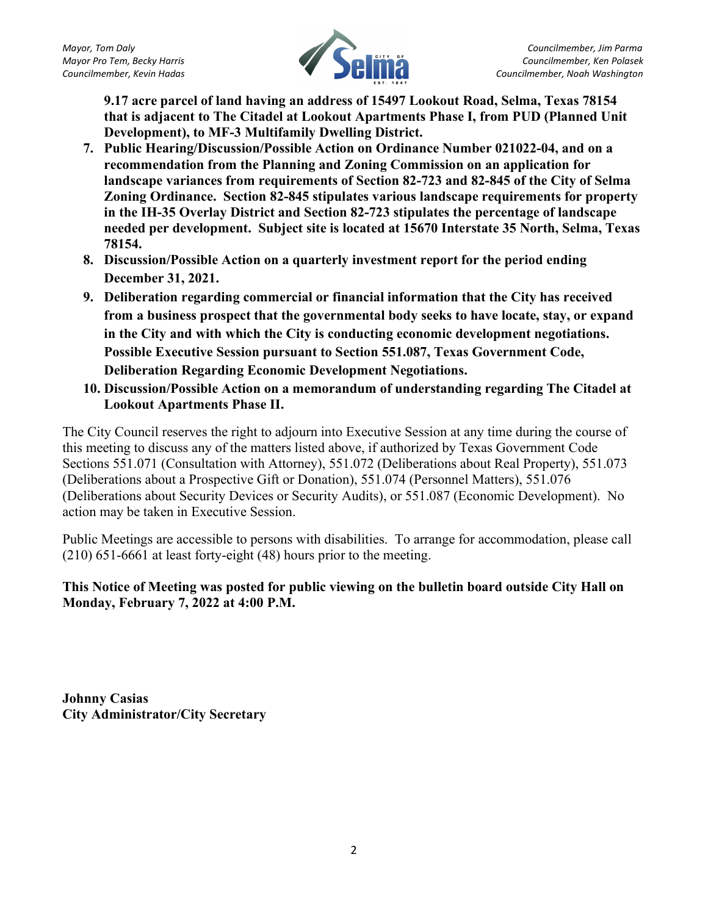**9.17 acre parcel of land having an address of 15497 Lookout Road, Selma, Texas 78154 that is adjacent to The Citadel at Lookout Apartments Phase I, from PUD (Planned Unit Development), to MF-3 Multifamily Dwelling District.**

7. **Public Hearing/Discussion/Possible Action on Ordinance Number 021022-04, and on a recommendation from the Planning and Zoning Commission on an application for landscape variances from requirements of Section 82-723 and 82-845 of the City of Selma Zoning Ordinance. Section 82-845 stipulates various landscape requirements for property in the IH-35 Overlay District and Section 82-723 stipulates the percentage of landscape needed per development. Subject site is located at 15670 Interstate 35 North, Selma, Texas 78154.**
8. **Discussion/Possible Action on a quarterly investment report for the period ending December 31, 2021.**
9. **Deliberation regarding commercial or financial information that the City has received from a business prospect that the governmental body seeks to have locate, stay, or expand in the City and with which the City is conducting economic development negotiations. Possible Executive Session pursuant to Section 551.087, Texas Government Code, Deliberation Regarding Economic Development Negotiations.**
10. **Discussion/Possible Action on a memorandum of understanding regarding The Citadel at Lookout Apartments Phase II.**

The City Council reserves the right to adjourn into Executive Session at any time during the course of this meeting to discuss any of the matters listed above, if authorized by Texas Government Code Sections 551.071 (Consultation with Attorney), 551.072 (Deliberations about Real Property), 551.073 (Deliberations about a Prospective Gift or Donation), 551.074 (Personnel Matters), 551.076 (Deliberations about Security Devices or Security Audits), or 551.087 (Economic Development). No action may be taken in Executive Session.

Public Meetings are accessible to persons with disabilities. To arrange for accommodation, please call (210) 651-6661 at least forty-eight (48) hours prior to the meeting.

**This Notice of Meeting was posted for public viewing on the bulletin board outside City Hall on Monday, February 7, 2022 at 4:00 P.M.**

**Johnny Casias**
**City Administrator/City Secretary**